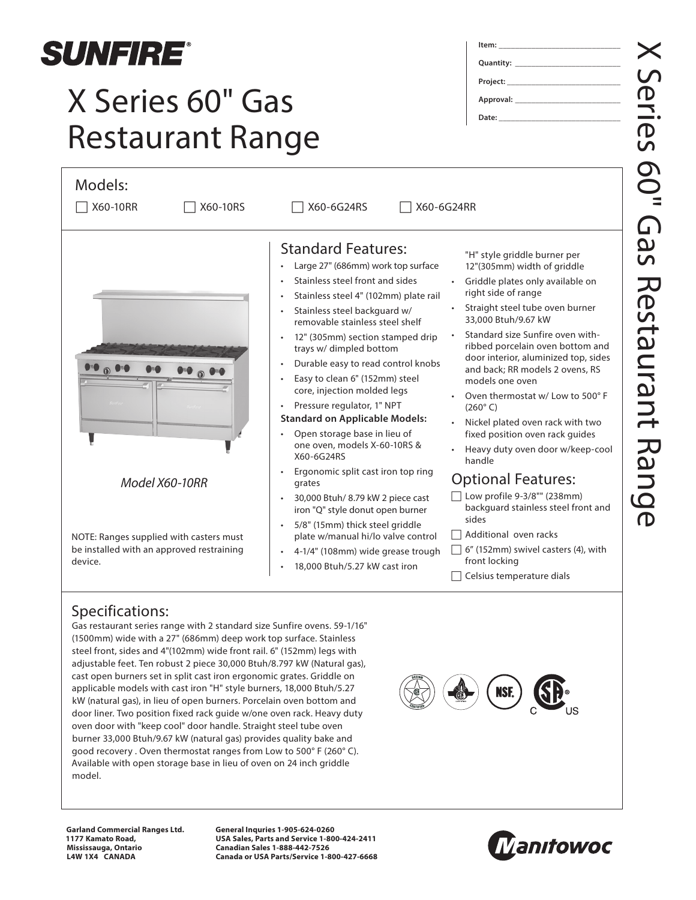**SUNFIRE**®

# X Series 60" Gas Restaurant Range

Item: \_\_\_\_\_\_\_\_\_\_\_\_\_\_\_\_\_\_\_\_

Quantity: \_\_\_\_\_\_\_\_\_\_\_\_\_\_\_\_\_\_\_\_

Project: \_\_\_\_\_\_\_\_\_\_\_\_\_\_\_\_\_\_\_\_

Approval: \_\_\_\_\_\_\_\_\_\_\_\_\_\_\_\_\_\_\_\_

Date: \_\_\_\_\_\_\_\_\_\_\_\_\_\_\_\_\_\_\_\_

## Models:

☐ X60-10RR ☐ X60-10RS ☐ X60-6G24RS ☐ X60-6G24RR

*Model X60-10RR*

NOTE: Ranges supplied with casters must be installed with an approved restraining device.

## Standard Features:

- Large 27" (686mm) work top surface
- Stainless steel front and sides
- Stainless steel 4" (102mm) plate rail
- Stainless steel backguard w/ removable stainless steel shelf
- 12" (305mm) section stamped drip trays w/ dimpled bottom
- Durable easy to read control knobs
- Easy to clean 6" (152mm) steel core, injection molded legs
- Pressure regulator, 1" NPT

**Standard on Applicable Models:**

- Open storage base in lieu of one oven, models X-60-10RS & X60-6G24RS
- Ergonomic split cast iron top ring grates
- 30,000 Btuh/ 8.79 kW 2 piece cast iron "Q" style donut open burner
- 5/8" (15mm) thick steel griddle plate w/manual hi/lo valve control
- 4-1/4" (108mm) wide grease trough
- 18,000 Btuh/5.27 kW cast iron "H" style griddle burner per 12"(305mm) width of griddle
- Griddle plates only available on right side of range
- Straight steel tube oven burner 33,000 Btuh/9.67 kW
- Standard size Sunfire oven with-ribbed porcelain oven bottom and door interior, aluminized top, sides and back; RR models 2 ovens, RS models one oven
- Oven thermostat w/ Low to 500° F (260° C)
- Nickel plated oven rack with two fixed position oven rack guides
- Heavy duty oven door w/keep-cool handle

## Optional Features:

☐ Low profile 9-3/8"" (238mm) backguard stainless steel front and sides

☐ Additional oven racks

☐ 6" (152mm) swivel casters (4), with front locking

☐ Celsius temperature dials

## Specifications:

Gas restaurant series range with 2 standard size Sunfire ovens. 59-1/16" (1500mm) wide with a 27" (686mm) deep work top surface. Stainless steel front, sides and 4"(102mm) wide front rail. 6" (152mm) legs with adjustable feet. Ten robust 2 piece 30,000 Btuh/8.797 kW (Natural gas), cast open burners set in split cast iron ergonomic grates. Griddle on applicable models with cast iron "H" style burners, 18,000 Btuh/5.27 kW (natural gas), in lieu of open burners. Porcelain oven bottom and door liner. Two position fixed rack guide w/one oven rack. Heavy duty oven door with "keep cool" door handle. Straight steel tube oven burner 33,000 Btuh/9.67 kW (natural gas) provides quality bake and good recovery . Oven thermostat ranges from Low to 500° F (260° C). Available with open storage base in lieu of oven on 24 inch griddle model.

**Garland Commercial Ranges Ltd.**
**1177 Kamato Road,**
**Mississauga, Ontario**
**L4W 1X4 CANADA**

**General Inquries 1-905-624-0260**
**USA Sales, Parts and Service 1-800-424-2411**
**Canadian Sales 1-888-442-7526**
**Canada or USA Parts/Service 1-800-427-6668**

Manitowoc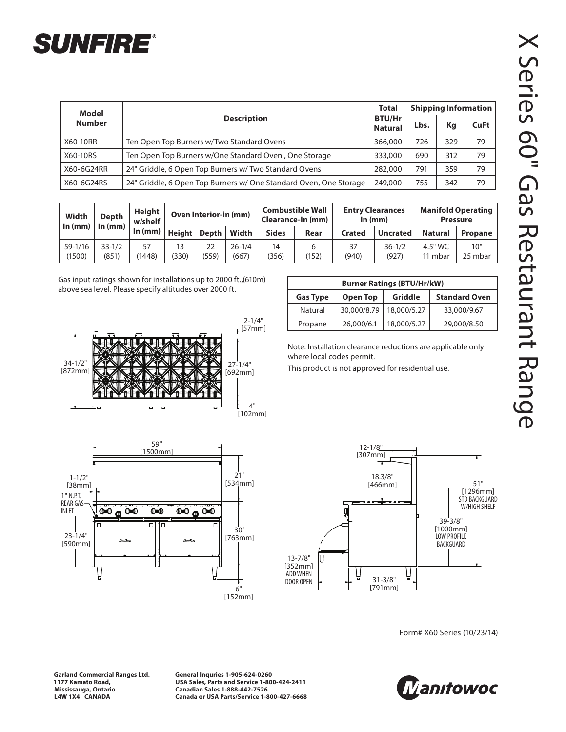# SUNFIRE®

# X Series 60" Gas Restaurant Range

| Model Number | Description | Total BTU/Hr Natural | Shipping Information | | |
|---|---|---|---|---|---|
| | | | Lbs. | Kg | CuFt |
| X60-10RR | Ten Open Top Burners w/Two Standard Ovens | 366,000 | 726 | 329 | 79 |
| X60-10RS | Ten Open Top Burners w/One Standard Oven , One Storage | 333,000 | 690 | 312 | 79 |
| X60-6G24RR | 24" Griddle, 6 Open Top Burners w/ Two Standard Ovens | 282,000 | 791 | 359 | 79 |
| X60-6G24RS | 24" Griddle, 6 Open Top Burners w/ One Standard Oven, One Storage | 249,000 | 755 | 342 | 79 |

| Width In (mm) | Depth In (mm) | Height w/shelf In (mm) | Oven Interior-in (mm) | | | Combustible Wall Clearance-In (mm) | | Entry Clearances In (mm) | | Manifold Operating Pressure | |
|---|---|---|---|---|---|---|---|---|---|---|---|
| | | | Height | Depth | Width | Sides | Rear | Crated | Uncrated | Natural | Propane |
| 59-1/16 (1500) | 33-1/2 (851) | 57 (1448) | 13 (330) | 22 (559) | 26-1/4 (667) | 14 (356) | 6 (152) | 37 (940) | 36-1/2 (927) | 4.5" WC 11 mbar | 10" 25 mbar |

Gas input ratings shown for installations up to 2000 ft.,(610m) above sea level. Please specify altitudes over 2000 ft.

| Burner Ratings (BTU/Hr/kW) | | | |
|---|---|---|---|
| Gas Type | Open Top | Griddle | Standard Oven |
| Natural | 30,000/8.79 | 18,000/5.27 | 33,000/9.67 |
| Propane | 26,000/6.1 | 18,000/5.27 | 29,000/8.50 |

Note: Installation clearance reductions are applicable only where local codes permit.

This product is not approved for residential use.

34-1/2" [872mm]
2-1/4" [57mm]
27-1/4" [692mm]
4" [102mm]

59" [1500mm]
1-1/2" [38mm]
1" N.P.T. REAR GAS INLET
23-1/4" [590mm]
21" [534mm]
30" [763mm]
6" [152mm]

12-1/8" [307mm]
18.3/8" [466mm]
51" [1296mm] STD BACKGUARD W/HIGH SHELF
39-3/8" [1000mm] LOW PROFILE BACKGUARD
13-7/8" [352mm] ADD WHEN DOOR OPEN
31-3/8" [791mm]

Form# X60 Series (10/23/14)

**Garland Commercial Ranges Ltd.**
**1177 Kamato Road,**
**Mississauga, Ontario**
**L4W 1X4 CANADA**

**General Inquries 1-905-624-0260**
**USA Sales, Parts and Service 1-800-424-2411**
**Canadian Sales 1-888-442-7526**
**Canada or USA Parts/Service 1-800-427-6668**

Manitowoc